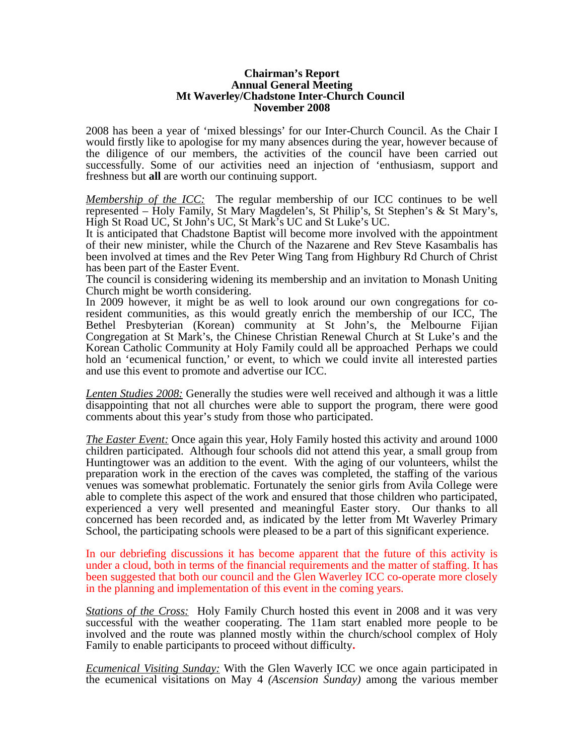# Chairman's Report
## Annual General Meeting
## Mt Waverley/Chadstone Inter-Church Council
## November 2008

2008 has been a year of 'mixed blessings' for our Inter-Church Council. As the Chair I would firstly like to apologise for my many absences during the year, however because of the diligence of our members, the activities of the council have been carried out successfully. Some of our activities need an injection of 'enthusiasm, support and freshness but **all** are worth our continuing support.

<u>*Membership of the ICC:*</u> The regular membership of our ICC continues to be well represented – Holy Family, St Mary Magdelen's, St Philip's, St Stephen's & St Mary's, High St Road UC, St John's UC, St Mark's UC and St Luke's UC.
It is anticipated that Chadstone Baptist will become more involved with the appointment of their new minister, while the Church of the Nazarene and Rev Steve Kasambalis has been involved at times and the Rev Peter Wing Tang from Highbury Rd Church of Christ has been part of the Easter Event.
The council is considering widening its membership and an invitation to Monash Uniting Church might be worth considering.
In 2009 however, it might be as well to look around our own congregations for co-resident communities, as this would greatly enrich the membership of our ICC, The Bethel Presbyterian (Korean) community at St John's, the Melbourne Fijian Congregation at St Mark's, the Chinese Christian Renewal Church at St Luke's and the Korean Catholic Community at Holy Family could all be approached Perhaps we could hold an 'ecumenical function,' or event, to which we could invite all interested parties and use this event to promote and advertise our ICC.

<u>*Lenten Studies 2008:*</u> Generally the studies were well received and although it was a little disappointing that not all churches were able to support the program, there were good comments about this year's study from those who participated.

<u>*The Easter Event:*</u> Once again this year, Holy Family hosted this activity and around 1000 children participated. Although four schools did not attend this year, a small group from Huntingtower was an addition to the event. With the aging of our volunteers, whilst the preparation work in the erection of the caves was completed, the staffing of the various venues was somewhat problematic. Fortunately the senior girls from Avila College were able to complete this aspect of the work and ensured that those children who participated, experienced a very well presented and meaningful Easter story. Our thanks to all concerned has been recorded and, as indicated by the letter from Mt Waverley Primary School, the participating schools were pleased to be a part of this significant experience.

In our debriefing discussions it has become apparent that the future of this activity is under a cloud, both in terms of the financial requirements and the matter of staffing. It has been suggested that both our council and the Glen Waverley ICC co-operate more closely in the planning and implementation of this event in the coming years.

<u>*Stations of the Cross:*</u> Holy Family Church hosted this event in 2008 and it was very successful with the weather cooperating. The 11am start enabled more people to be involved and the route was planned mostly within the church/school complex of Holy Family to enable participants to proceed without difficulty**.**

<u>*Ecumenical Visiting Sunday:*</u> With the Glen Waverly ICC we once again participated in the ecumenical visitations on May 4 *(Ascension Sunday)* among the various member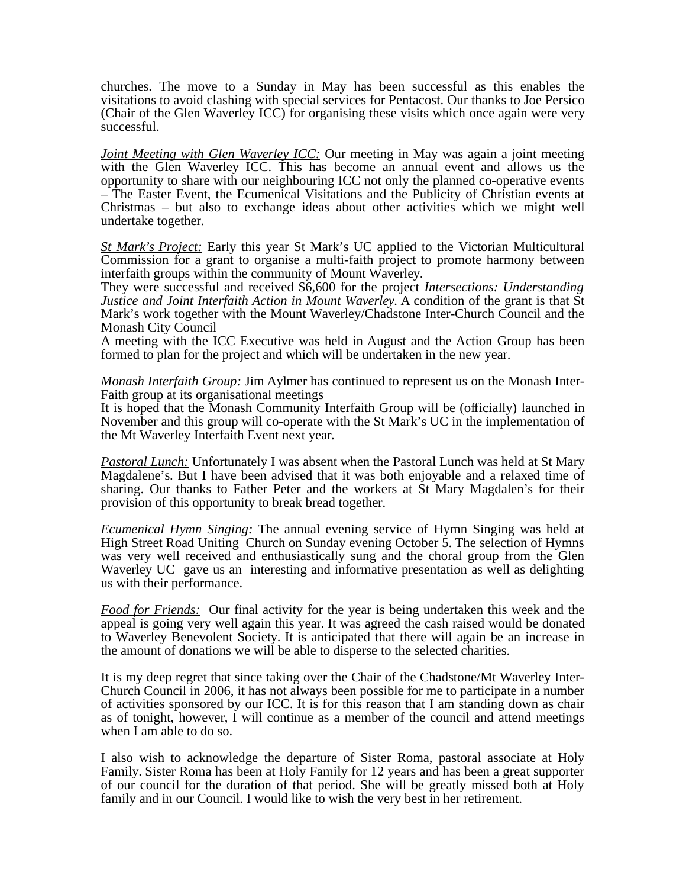churches. The move to a Sunday in May has been successful as this enables the visitations to avoid clashing with special services for Pentacost. Our thanks to Joe Persico (Chair of the Glen Waverley ICC) for organising these visits which once again were very successful.

*Joint Meeting with Glen Waverley ICC:* Our meeting in May was again a joint meeting with the Glen Waverley ICC. This has become an annual event and allows us the opportunity to share with our neighbouring ICC not only the planned co-operative events – The Easter Event, the Ecumenical Visitations and the Publicity of Christian events at Christmas – but also to exchange ideas about other activities which we might well undertake together.

*St Mark's Project:* Early this year St Mark's UC applied to the Victorian Multicultural Commission for a grant to organise a multi-faith project to promote harmony between interfaith groups within the community of Mount Waverley.
They were successful and received $6,600 for the project *Intersections: Understanding Justice and Joint Interfaith Action in Mount Waverley.* A condition of the grant is that St Mark's work together with the Mount Waverley/Chadstone Inter-Church Council and the Monash City Council
A meeting with the ICC Executive was held in August and the Action Group has been formed to plan for the project and which will be undertaken in the new year.

*Monash Interfaith Group:* Jim Aylmer has continued to represent us on the Monash Inter-Faith group at its organisational meetings
It is hoped that the Monash Community Interfaith Group will be (officially) launched in November and this group will co-operate with the St Mark's UC in the implementation of the Mt Waverley Interfaith Event next year.

*Pastoral Lunch:* Unfortunately I was absent when the Pastoral Lunch was held at St Mary Magdalene's. But I have been advised that it was both enjoyable and a relaxed time of sharing. Our thanks to Father Peter and the workers at St Mary Magdalen's for their provision of this opportunity to break bread together.

*Ecumenical Hymn Singing:* The annual evening service of Hymn Singing was held at High Street Road Uniting Church on Sunday evening October 5. The selection of Hymns was very well received and enthusiastically sung and the choral group from the Glen Waverley UC gave us an interesting and informative presentation as well as delighting us with their performance.

*Food for Friends:* Our final activity for the year is being undertaken this week and the appeal is going very well again this year. It was agreed the cash raised would be donated to Waverley Benevolent Society. It is anticipated that there will again be an increase in the amount of donations we will be able to disperse to the selected charities.

It is my deep regret that since taking over the Chair of the Chadstone/Mt Waverley Inter-Church Council in 2006, it has not always been possible for me to participate in a number of activities sponsored by our ICC. It is for this reason that I am standing down as chair as of tonight, however, I will continue as a member of the council and attend meetings when I am able to do so.

I also wish to acknowledge the departure of Sister Roma, pastoral associate at Holy Family. Sister Roma has been at Holy Family for 12 years and has been a great supporter of our council for the duration of that period. She will be greatly missed both at Holy family and in our Council. I would like to wish the very best in her retirement.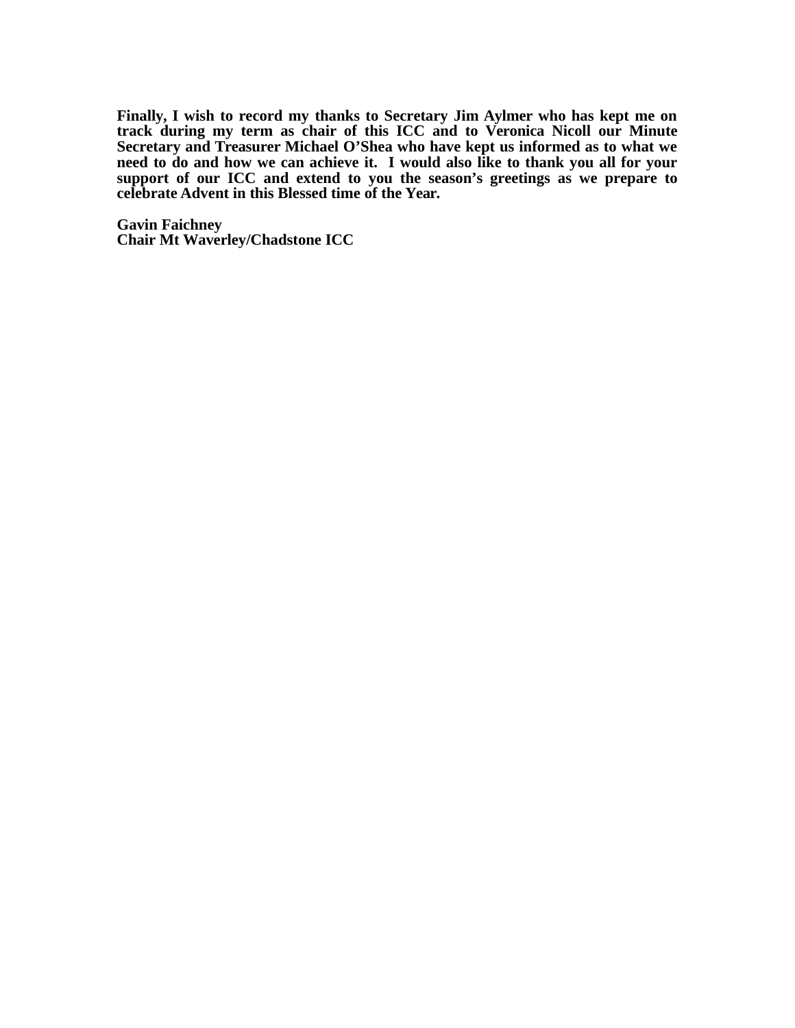**Finally, I wish to record my thanks to Secretary Jim Aylmer who has kept me on track during my term as chair of this ICC and to Veronica Nicoll our Minute Secretary and Treasurer Michael O'Shea who have kept us informed as to what we need to do and how we can achieve it. I would also like to thank you all for your support of our ICC and extend to you the season's greetings as we prepare to celebrate Advent in this Blessed time of the Year.**

**Gavin Faichney**
**Chair Mt Waverley/Chadstone ICC**